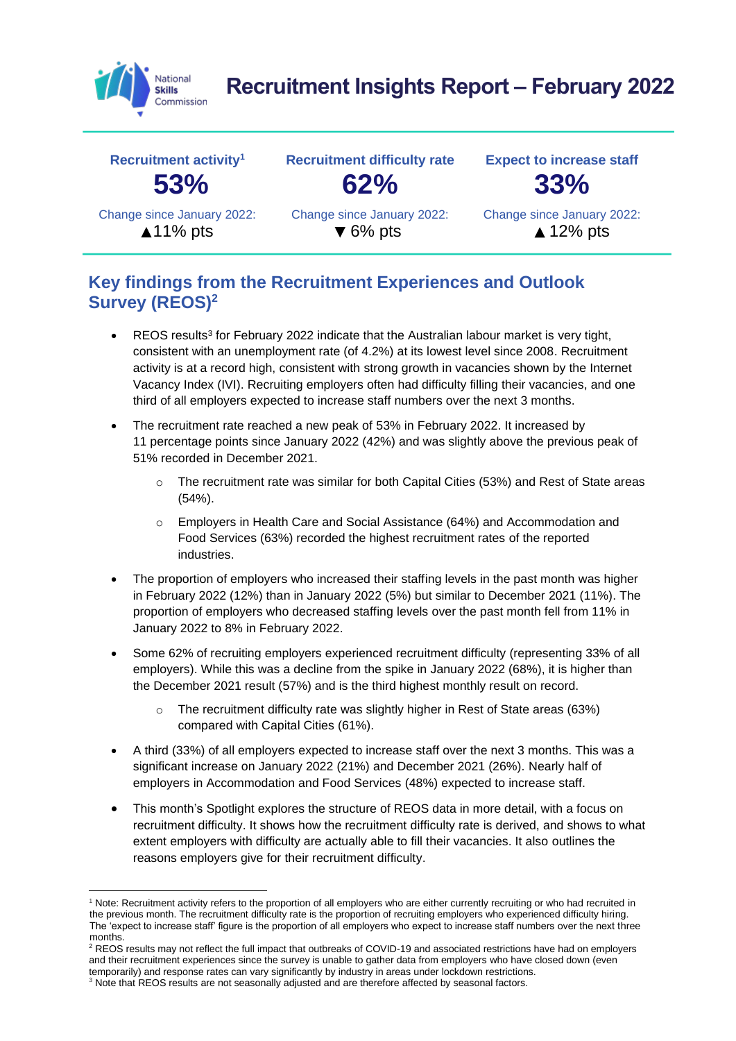# Recruitment Insights Report – February 2022

| Recruitment activity[1] | Recruitment difficulty rate | Expect to increase staff |
|---|---|---|
| **53%** | **62%** | **33%** |
| Change since January 2022: ▲11% pts | Change since January 2022: ▼ 6% pts | Change since January 2022: ▲ 12% pts |

## Key findings from the Recruitment Experiences and Outlook Survey (REOS)[2]

- REOS results[3] for February 2022 indicate that the Australian labour market is very tight, consistent with an unemployment rate (of 4.2%) at its lowest level since 2008. Recruitment activity is at a record high, consistent with strong growth in vacancies shown by the Internet Vacancy Index (IVI). Recruiting employers often had difficulty filling their vacancies, and one third of all employers expected to increase staff numbers over the next 3 months.
- The recruitment rate reached a new peak of 53% in February 2022. It increased by 11 percentage points since January 2022 (42%) and was slightly above the previous peak of 51% recorded in December 2021.
    - The recruitment rate was similar for both Capital Cities (53%) and Rest of State areas (54%).
    - Employers in Health Care and Social Assistance (64%) and Accommodation and Food Services (63%) recorded the highest recruitment rates of the reported industries.
- The proportion of employers who increased their staffing levels in the past month was higher in February 2022 (12%) than in January 2022 (5%) but similar to December 2021 (11%). The proportion of employers who decreased staffing levels over the past month fell from 11% in January 2022 to 8% in February 2022.
- Some 62% of recruiting employers experienced recruitment difficulty (representing 33% of all employers). While this was a decline from the spike in January 2022 (68%), it is higher than the December 2021 result (57%) and is the third highest monthly result on record.
    - The recruitment difficulty rate was slightly higher in Rest of State areas (63%) compared with Capital Cities (61%).
- A third (33%) of all employers expected to increase staff over the next 3 months. This was a significant increase on January 2022 (21%) and December 2021 (26%). Nearly half of employers in Accommodation and Food Services (48%) expected to increase staff.
- This month's Spotlight explores the structure of REOS data in more detail, with a focus on recruitment difficulty. It shows how the recruitment difficulty rate is derived, and shows to what extent employers with difficulty are actually able to fill their vacancies. It also outlines the reasons employers give for their recruitment difficulty.

---

[1] Note: Recruitment activity refers to the proportion of all employers who are either currently recruiting or who had recruited in the previous month. The recruitment difficulty rate is the proportion of recruiting employers who experienced difficulty hiring. The 'expect to increase staff' figure is the proportion of all employers who expect to increase staff numbers over the next three months.

[2] REOS results may not reflect the full impact that outbreaks of COVID-19 and associated restrictions have had on employers and their recruitment experiences since the survey is unable to gather data from employers who have closed down (even temporarily) and response rates can vary significantly by industry in areas under lockdown restrictions.

[3] Note that REOS results are not seasonally adjusted and are therefore affected by seasonal factors.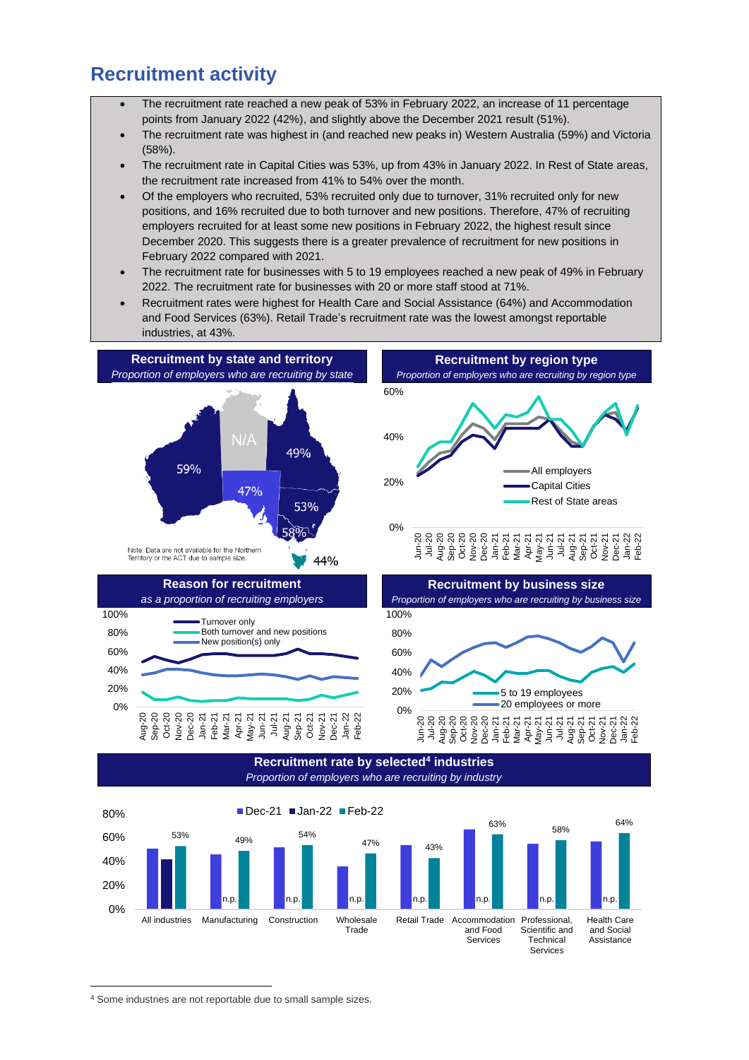## Recruitment activity

- The recruitment rate reached a new peak of 53% in February 2022, an increase of 11 percentage points from January 2022 (42%), and slightly above the December 2021 result (51%).
- The recruitment rate was highest in (and reached new peaks in) Western Australia (59%) and Victoria (58%).
- The recruitment rate in Capital Cities was 53%, up from 43% in January 2022. In Rest of State areas, the recruitment rate increased from 41% to 54% over the month.
- Of the employers who recruited, 53% recruited only due to turnover, 31% recruited only for new positions, and 16% recruited due to both turnover and new positions. Therefore, 47% of recruiting employers recruited for at least some new positions in February 2022, the highest result since December 2020. This suggests there is a greater prevalence of recruitment for new positions in February 2022 compared with 2021.
- The recruitment rate for businesses with 5 to 19 employees reached a new peak of 49% in February 2022. The recruitment rate for businesses with 20 or more staff stood at 71%.
- Recruitment rates were highest for Health Care and Social Assistance (64%) and Accommodation and Food Services (63%). Retail Trade's recruitment rate was the lowest amongst reportable industries, at 43%.

**Recruitment by state and territory**
*Proportion of employers who are recruiting by state*

WA 59%, NT N/A, QLD 49%, SA 47%, NSW 53%, VIC 58%, TAS 44%

Note: Data are not available for the Northern Territory or the ACT due to sample size.

**Recruitment by region type**
*Proportion of employers who are recruiting by region type*

Series: All employers, Capital Cities, Rest of State areas (Jun-20 to Feb-22)

**Reason for recruitment**
*as a proportion of recruiting employers*

Series: Turnover only, Both turnover and new positions, New position(s) only (Aug-20 to Feb-22)

**Recruitment by business size**
*Proportion of employers who are recruiting by business size*

Series: 5 to 19 employees, 20 employees or more (Jun-20 to Feb-22)

**Recruitment rate by selected[4] industries**
*Proportion of employers who are recruiting by industry*

| Industry | Dec-21 | Jan-22 | Feb-22 |
|---|---|---|---|
| All industries | | | 53% |
| Manufacturing | | n.p. | 49% |
| Construction | | n.p. | 54% |
| Wholesale Trade | | n.p. | 47% |
| Retail Trade | | n.p. | 43% |
| Accommodation and Food Services | | n.p. | 63% |
| Professional, Scientific and Technical Services | | n.p. | 58% |
| Health Care and Social Assistance | | n.p. | 64% |

[4] Some industries are not reportable due to small sample sizes.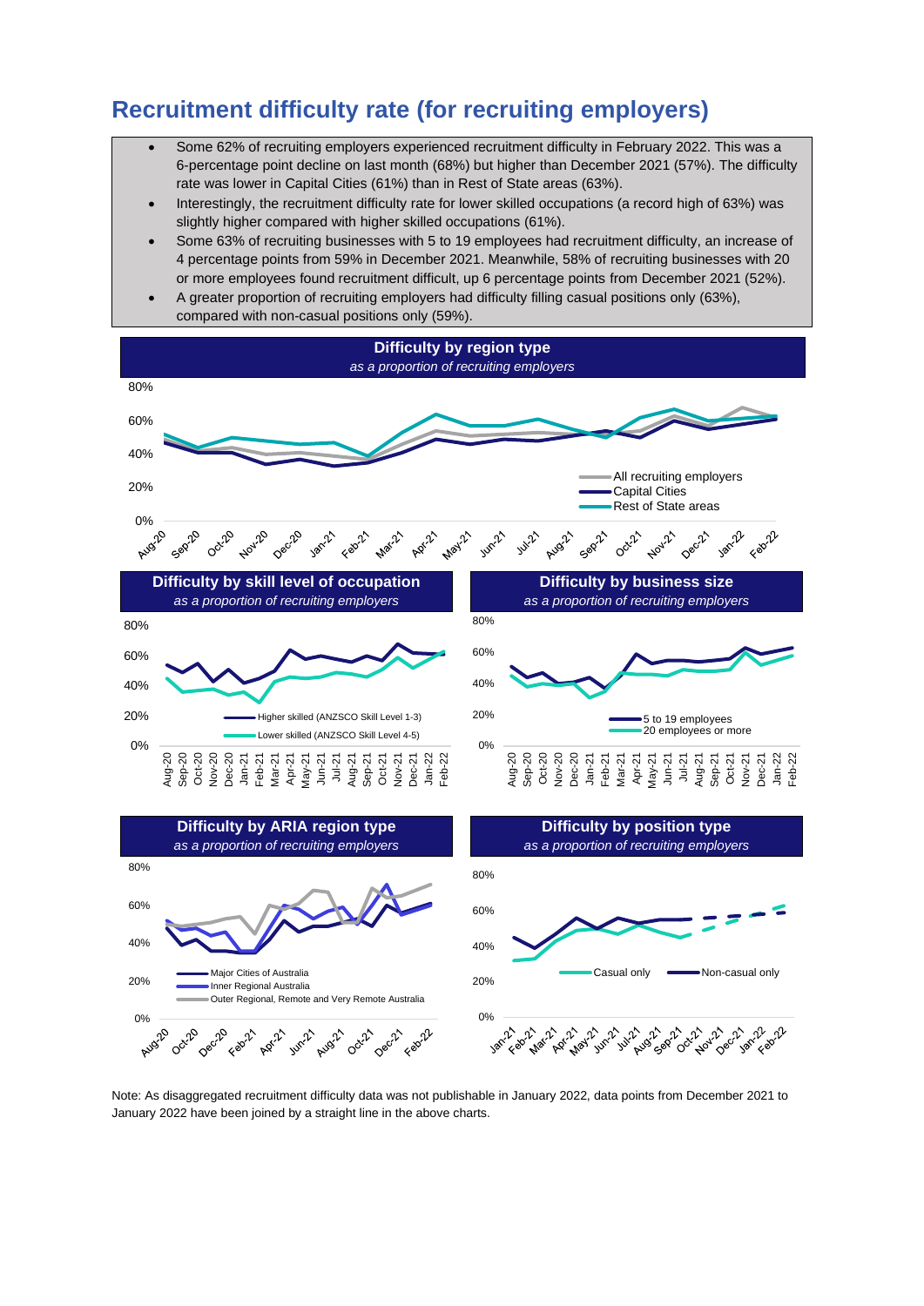# Recruitment difficulty rate (for recruiting employers)

- Some 62% of recruiting employers experienced recruitment difficulty in February 2022. This was a 6-percentage point decline on last month (68%) but higher than December 2021 (57%). The difficulty rate was lower in Capital Cities (61%) than in Rest of State areas (63%).
- Interestingly, the recruitment difficulty rate for lower skilled occupations (a record high of 63%) was slightly higher compared with higher skilled occupations (61%).
- Some 63% of recruiting businesses with 5 to 19 employees had recruitment difficulty, an increase of 4 percentage points from 59% in December 2021. Meanwhile, 58% of recruiting businesses with 20 or more employees found recruitment difficult, up 6 percentage points from December 2021 (52%).
- A greater proportion of recruiting employers had difficulty filling casual positions only (63%), compared with non-casual positions only (59%).

**Difficulty by region type**
*as a proportion of recruiting employers*

**Difficulty by skill level of occupation**
*as a proportion of recruiting employers*

**Difficulty by business size**
*as a proportion of recruiting employers*

**Difficulty by ARIA region type**
*as a proportion of recruiting employers*

**Difficulty by position type**
*as a proportion of recruiting employers*

Note: As disaggregated recruitment difficulty data was not publishable in January 2022, data points from December 2021 to January 2022 have been joined by a straight line in the above charts.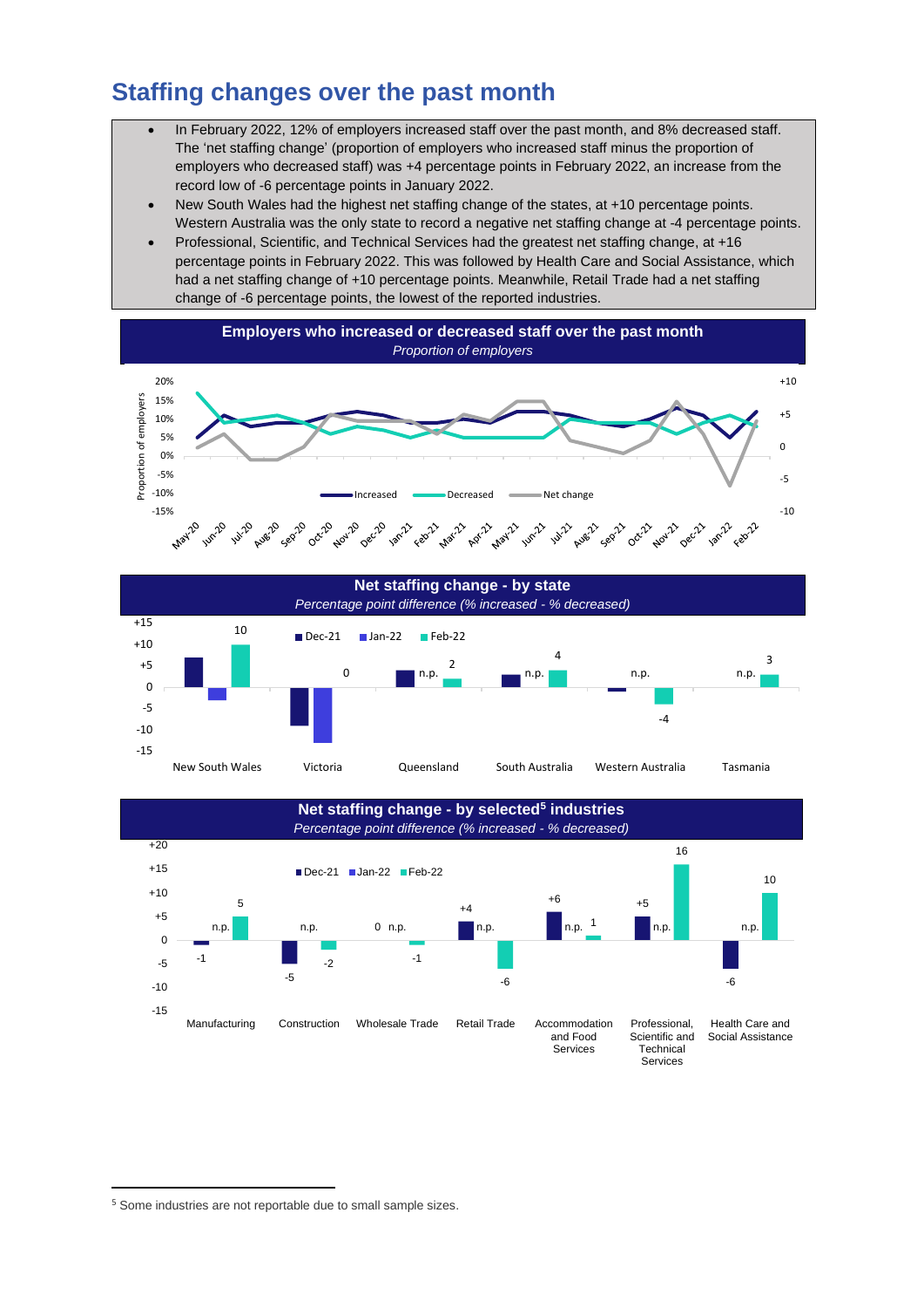## Staffing changes over the past month

- In February 2022, 12% of employers increased staff over the past month, and 8% decreased staff. The 'net staffing change' (proportion of employers who increased staff minus the proportion of employers who decreased staff) was +4 percentage points in February 2022, an increase from the record low of -6 percentage points in January 2022.
- New South Wales had the highest net staffing change of the states, at +10 percentage points. Western Australia was the only state to record a negative net staffing change at -4 percentage points.
- Professional, Scientific, and Technical Services had the greatest net staffing change, at +16 percentage points in February 2022. This was followed by Health Care and Social Assistance, which had a net staffing change of +10 percentage points. Meanwhile, Retail Trade had a net staffing change of -6 percentage points, the lowest of the reported industries.

**Employers who increased or decreased staff over the past month**
*Proportion of employers*

**Net staffing change - by state**
*Percentage point difference (% increased - % decreased)*

| State | Dec-21 | Jan-22 | Feb-22 |
|---|---|---|---|
| New South Wales | | | 10 |
| Victoria | | | 0 |
| Queensland | | n.p. | 2 |
| South Australia | | n.p. | 4 |
| Western Australia | | n.p. | -4 |
| Tasmania | | n.p. | 3 |

**Net staffing change - by selected[5] industries**
*Percentage point difference (% increased - % decreased)*

| Industry | Dec-21 | Jan-22 | Feb-22 |
|---|---|---|---|
| Manufacturing | -1 | n.p. | 5 |
| Construction | -5 | n.p. | -2 |
| Wholesale Trade | 0 | n.p. | -1 |
| Retail Trade | +4 | n.p. | -6 |
| Accommodation and Food Services | +6 | n.p. | 1 |
| Professional, Scientific and Technical Services | +5 | n.p. | 16 |
| Health Care and Social Assistance | -6 | n.p. | 10 |

[5] Some industries are not reportable due to small sample sizes.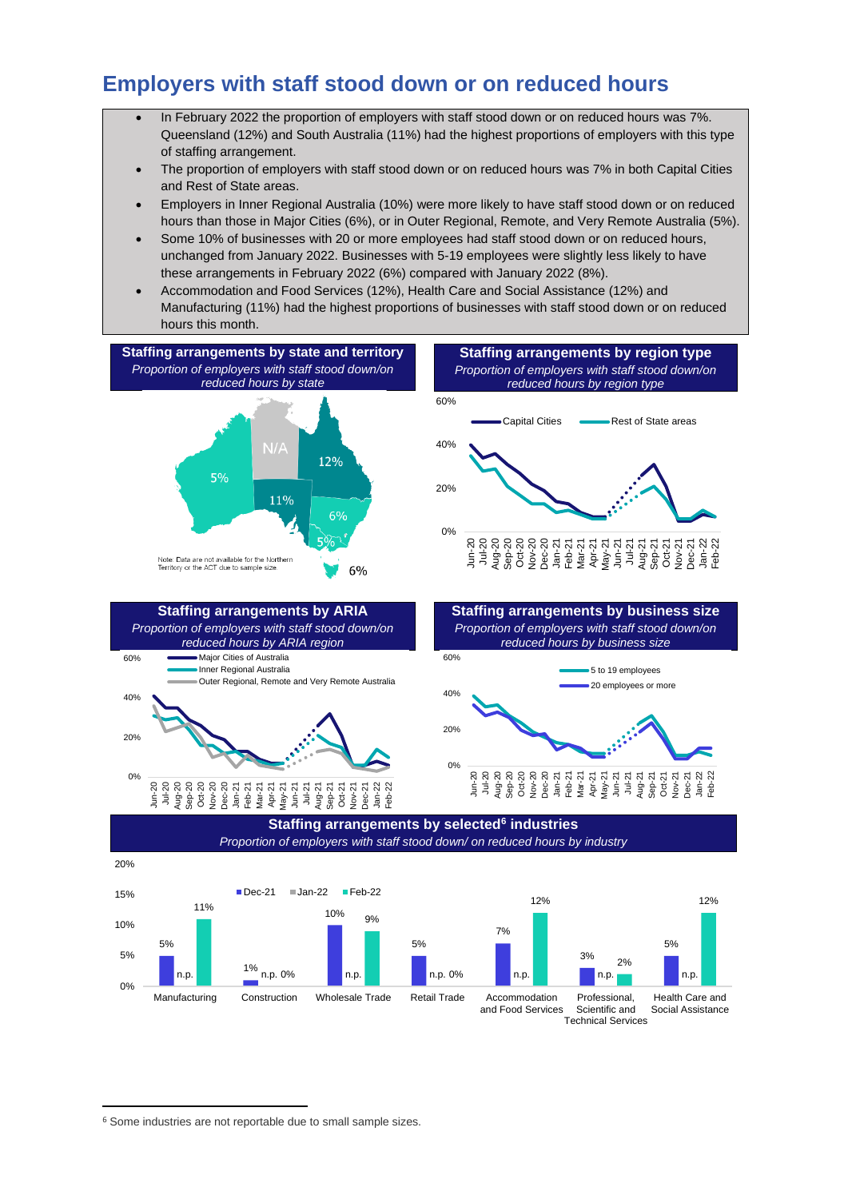# Employers with staff stood down or on reduced hours

- In February 2022 the proportion of employers with staff stood down or on reduced hours was 7%. Queensland (12%) and South Australia (11%) had the highest proportions of employers with this type of staffing arrangement.
- The proportion of employers with staff stood down or on reduced hours was 7% in both Capital Cities and Rest of State areas.
- Employers in Inner Regional Australia (10%) were more likely to have staff stood down or on reduced hours than those in Major Cities (6%), or in Outer Regional, Remote, and Very Remote Australia (5%).
- Some 10% of businesses with 20 or more employees had staff stood down or on reduced hours, unchanged from January 2022. Businesses with 5-19 employees were slightly less likely to have these arrangements in February 2022 (6%) compared with January 2022 (8%).
- Accommodation and Food Services (12%), Health Care and Social Assistance (12%) and Manufacturing (11%) had the highest proportions of businesses with staff stood down or on reduced hours this month.

**Staffing arrangements by state and territory**

*Proportion of employers with staff stood down/on reduced hours by state*

WA 5%, NT N/A, QLD 12%, SA 11%, NSW 6%, VIC 5%, TAS 6%

Note: Data are not available for the Northern Territory or the ACT due to sample size.

**Staffing arrangements by region type**

*Proportion of employers with staff stood down/on reduced hours by region type*

Capital Cities; Rest of State areas (Jun-20 to Feb-22)

**Staffing arrangements by ARIA**

*Proportion of employers with staff stood down/on reduced hours by ARIA region*

Major Cities of Australia; Inner Regional Australia; Outer Regional, Remote and Very Remote Australia (Jun-20 to Feb-22)

**Staffing arrangements by business size**

*Proportion of employers with staff stood down/on reduced hours by business size*

5 to 19 employees; 20 employees or more (Jun-20 to Feb-22)

**Staffing arrangements by selected[6] industries**

*Proportion of employers with staff stood down/ on reduced hours by industry*

| Industry | Dec-21 | Jan-22 | Feb-22 |
|---|---|---|---|
| Manufacturing | 5% | n.p. | 11% |
| Construction | 1% | n.p. | 0% |
| Wholesale Trade | 10% | n.p. | 9% |
| Retail Trade | 5% | n.p. | 0% |
| Accommodation and Food Services | 7% | n.p. | 12% |
| Professional, Scientific and Technical Services | 3% | n.p. | 2% |
| Health Care and Social Assistance | 5% | n.p. | 12% |

[6] Some industries are not reportable due to small sample sizes.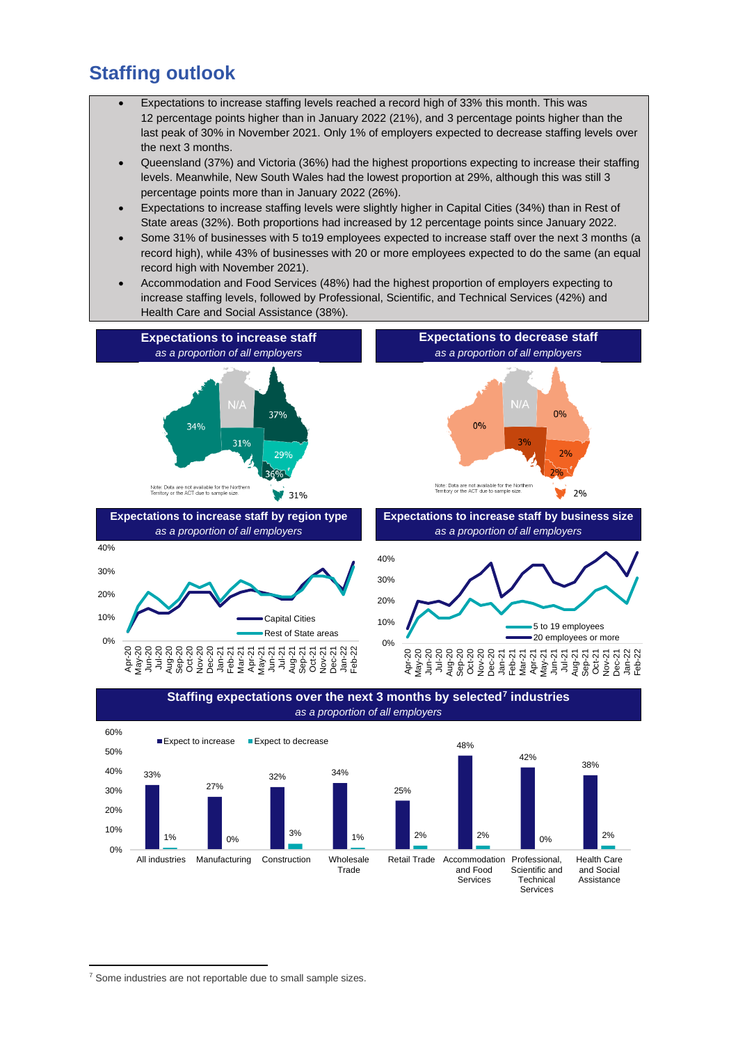# Staffing outlook

- Expectations to increase staffing levels reached a record high of 33% this month. This was 12 percentage points higher than in January 2022 (21%), and 3 percentage points higher than the last peak of 30% in November 2021. Only 1% of employers expected to decrease staffing levels over the next 3 months.
- Queensland (37%) and Victoria (36%) had the highest proportions expecting to increase their staffing levels. Meanwhile, New South Wales had the lowest proportion at 29%, although this was still 3 percentage points more than in January 2022 (26%).
- Expectations to increase staffing levels were slightly higher in Capital Cities (34%) than in Rest of State areas (32%). Both proportions had increased by 12 percentage points since January 2022.
- Some 31% of businesses with 5 to19 employees expected to increase staff over the next 3 months (a record high), while 43% of businesses with 20 or more employees expected to do the same (an equal record high with November 2021).
- Accommodation and Food Services (48%) had the highest proportion of employers expecting to increase staffing levels, followed by Professional, Scientific, and Technical Services (42%) and Health Care and Social Assistance (38%).

**Expectations to increase staff**
*as a proportion of all employers*

| State | Expect to increase |
|---|---|
| WA | 34% |
| NT | N/A |
| QLD | 37% |
| SA | 31% |
| NSW | 29% |
| VIC | 36% |
| TAS | 31% |

Note: Data are not available for the Northern Territory or the ACT due to sample size.

**Expectations to decrease staff**
*as a proportion of all employers*

| State | Expect to decrease |
|---|---|
| WA | 0% |
| NT | N/A |
| QLD | 0% |
| SA | 3% |
| NSW | 2% |
| VIC | 2% |
| TAS | 2% |

Note: Data are not available for the Northern Territory or the ACT due to sample size.

**Expectations to increase staff by region type**
*as a proportion of all employers*

(Line chart, Apr-20 to Feb-22: Capital Cities; Rest of State areas. Axis 0%–40%.)

**Expectations to increase staff by business size**
*as a proportion of all employers*

(Line chart, Apr-20 to Feb-22: 5 to 19 employees; 20 employees or more. Axis 0%–40%.)

**Staffing expectations over the next 3 months by selected[7] industries**
*as a proportion of all employers*

| Industry | Expect to increase | Expect to decrease |
|---|---|---|
| All industries | 33% | 1% |
| Manufacturing | 27% | 0% |
| Construction | 32% | 3% |
| Wholesale Trade | 34% | 1% |
| Retail Trade | 25% | 2% |
| Accommodation and Food Services | 48% | 2% |
| Professional, Scientific and Technical Services | 42% | 0% |
| Health Care and Social Assistance | 38% | 2% |

[7] Some industries are not reportable due to small sample sizes.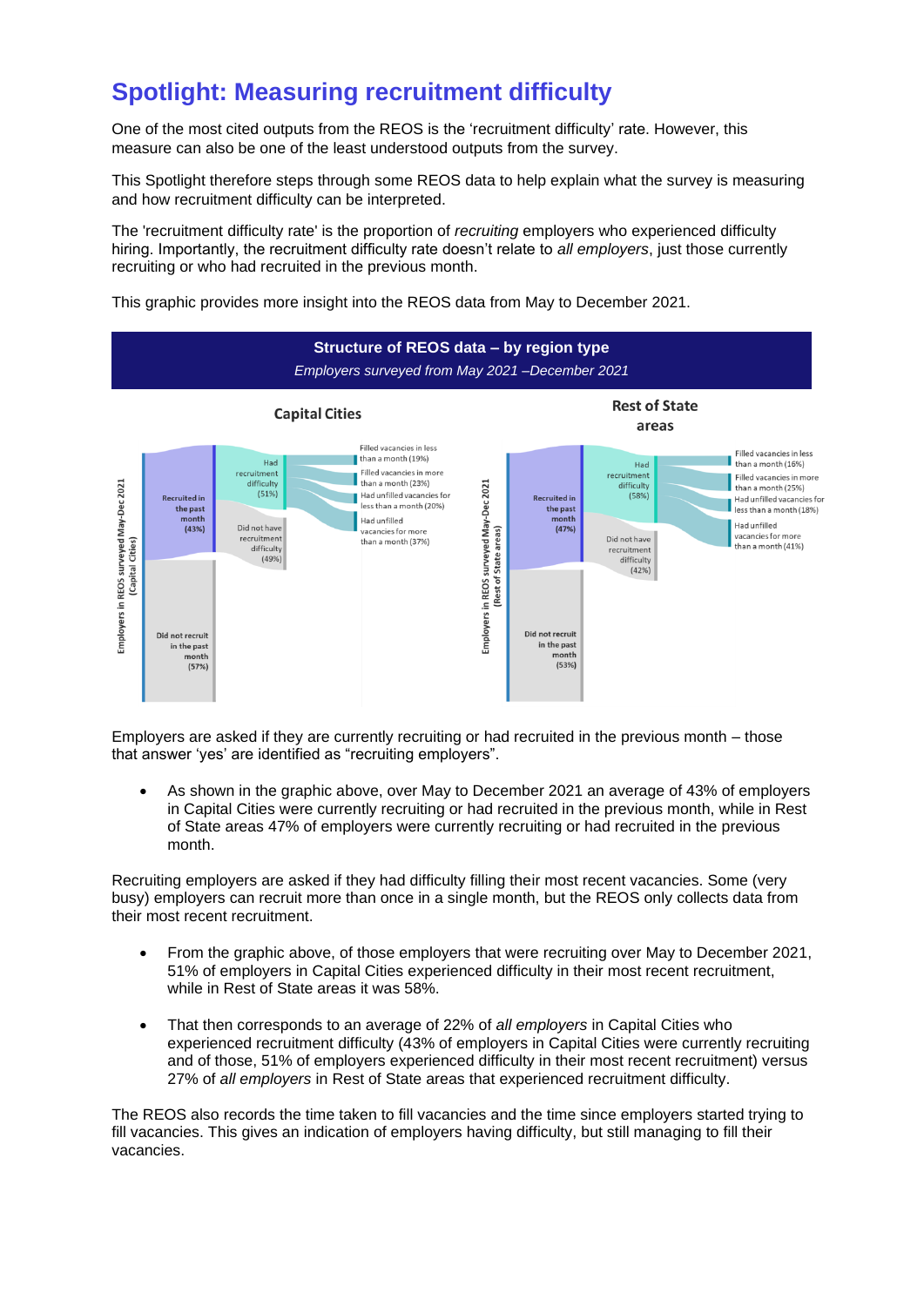# Spotlight: Measuring recruitment difficulty

One of the most cited outputs from the REOS is the 'recruitment difficulty' rate. However, this measure can also be one of the least understood outputs from the survey.

This Spotlight therefore steps through some REOS data to help explain what the survey is measuring and how recruitment difficulty can be interpreted.

The 'recruitment difficulty rate' is the proportion of *recruiting* employers who experienced difficulty hiring. Importantly, the recruitment difficulty rate doesn't relate to *all employers*, just those currently recruiting or who had recruited in the previous month.

This graphic provides more insight into the REOS data from May to December 2021.

**Structure of REOS data – by region type**

*Employers surveyed from May 2021 –December 2021*

**Capital Cities**

Employers in REOS surveyed May-Dec 2021 (Capital Cities)

- Recruited in the past month (43%)
  - Had recruitment difficulty (51%)
    - Filled vacancies in less than a month (19%)
    - Filled vacancies in more than a month (23%)
    - Had unfilled vacancies for less than a month (20%)
    - Had unfilled vacancies for more than a month (37%)
  - Did not have recruitment difficulty (49%)
- Did not recruit in the past month (57%)

**Rest of State areas**

Employers in REOS surveyed May-Dec 2021 (Rest of State areas)

- Recruited in the past month (47%)
  - Had recruitment difficulty (58%)
    - Filled vacancies in less than a month (16%)
    - Filled vacancies in more than a month (25%)
    - Had unfilled vacancies for less than a month (18%)
    - Had unfilled vacancies for more than a month (41%)
  - Did not have recruitment difficulty (42%)
- Did not recruit in the past month (53%)

Employers are asked if they are currently recruiting or had recruited in the previous month – those that answer 'yes' are identified as "recruiting employers".

- As shown in the graphic above, over May to December 2021 an average of 43% of employers in Capital Cities were currently recruiting or had recruited in the previous month, while in Rest of State areas 47% of employers were currently recruiting or had recruited in the previous month.

Recruiting employers are asked if they had difficulty filling their most recent vacancies. Some (very busy) employers can recruit more than once in a single month, but the REOS only collects data from their most recent recruitment.

- From the graphic above, of those employers that were recruiting over May to December 2021, 51% of employers in Capital Cities experienced difficulty in their most recent recruitment, while in Rest of State areas it was 58%.

- That then corresponds to an average of 22% of *all employers* in Capital Cities who experienced recruitment difficulty (43% of employers in Capital Cities were currently recruiting and of those, 51% of employers experienced difficulty in their most recent recruitment) versus 27% of *all employers* in Rest of State areas that experienced recruitment difficulty.

The REOS also records the time taken to fill vacancies and the time since employers started trying to fill vacancies. This gives an indication of employers having difficulty, but still managing to fill their vacancies.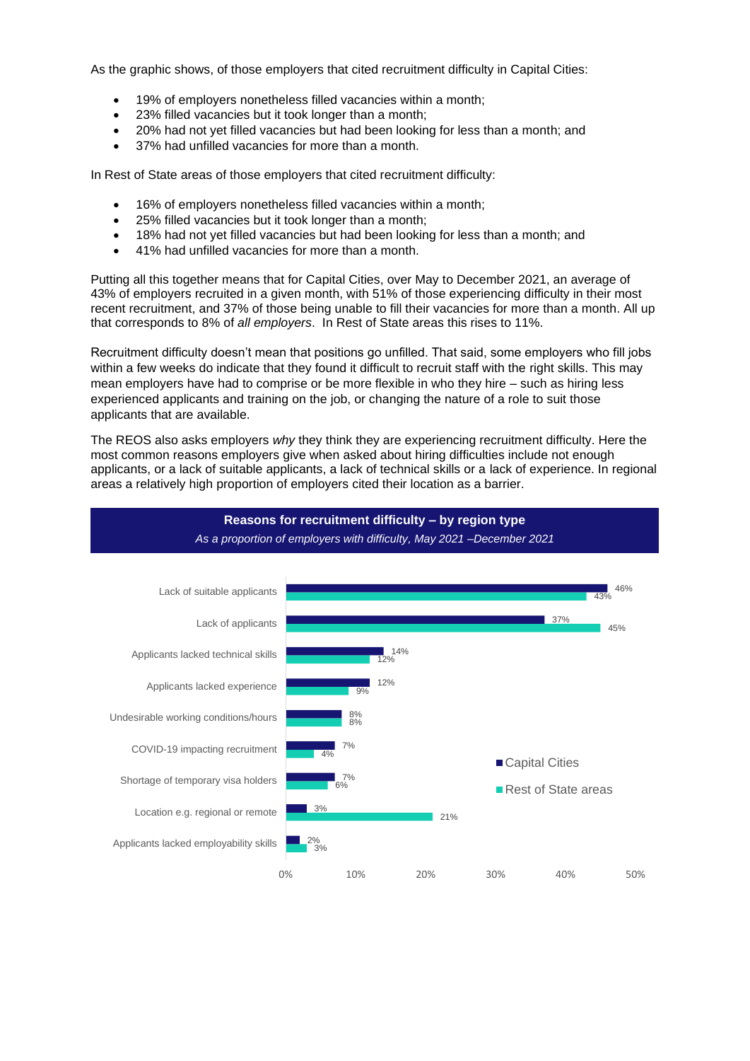As the graphic shows, of those employers that cited recruitment difficulty in Capital Cities:

- 19% of employers nonetheless filled vacancies within a month;
- 23% filled vacancies but it took longer than a month;
- 20% had not yet filled vacancies but had been looking for less than a month; and
- 37% had unfilled vacancies for more than a month.

In Rest of State areas of those employers that cited recruitment difficulty:

- 16% of employers nonetheless filled vacancies within a month;
- 25% filled vacancies but it took longer than a month;
- 18% had not yet filled vacancies but had been looking for less than a month; and
- 41% had unfilled vacancies for more than a month.

Putting all this together means that for Capital Cities, over May to December 2021, an average of 43% of employers recruited in a given month, with 51% of those experiencing difficulty in their most recent recruitment, and 37% of those being unable to fill their vacancies for more than a month. All up that corresponds to 8% of *all employers*. In Rest of State areas this rises to 11%.

Recruitment difficulty doesn't mean that positions go unfilled. That said, some employers who fill jobs within a few weeks do indicate that they found it difficult to recruit staff with the right skills. This may mean employers have had to comprise or be more flexible in who they hire – such as hiring less experienced applicants and training on the job, or changing the nature of a role to suit those applicants that are available.

The REOS also asks employers *why* they think they are experiencing recruitment difficulty. Here the most common reasons employers give when asked about hiring difficulties include not enough applicants, or a lack of suitable applicants, a lack of technical skills or a lack of experience. In regional areas a relatively high proportion of employers cited their location as a barrier.

**Reasons for recruitment difficulty – by region type**

*As a proportion of employers with difficulty, May 2021 –December 2021*

| Reason | Capital Cities | Rest of State areas |
|---|---|---|
| Lack of suitable applicants | 46% | 43% |
| Lack of applicants | 37% | 45% |
| Applicants lacked technical skills | 14% | 12% |
| Applicants lacked experience | 12% | 9% |
| Undesirable working conditions/hours | 8% | 8% |
| COVID-19 impacting recruitment | 7% | 4% |
| Shortage of temporary visa holders | 7% | 6% |
| Location e.g. regional or remote | 3% | 21% |
| Applicants lacked employability skills | 2% | 3% |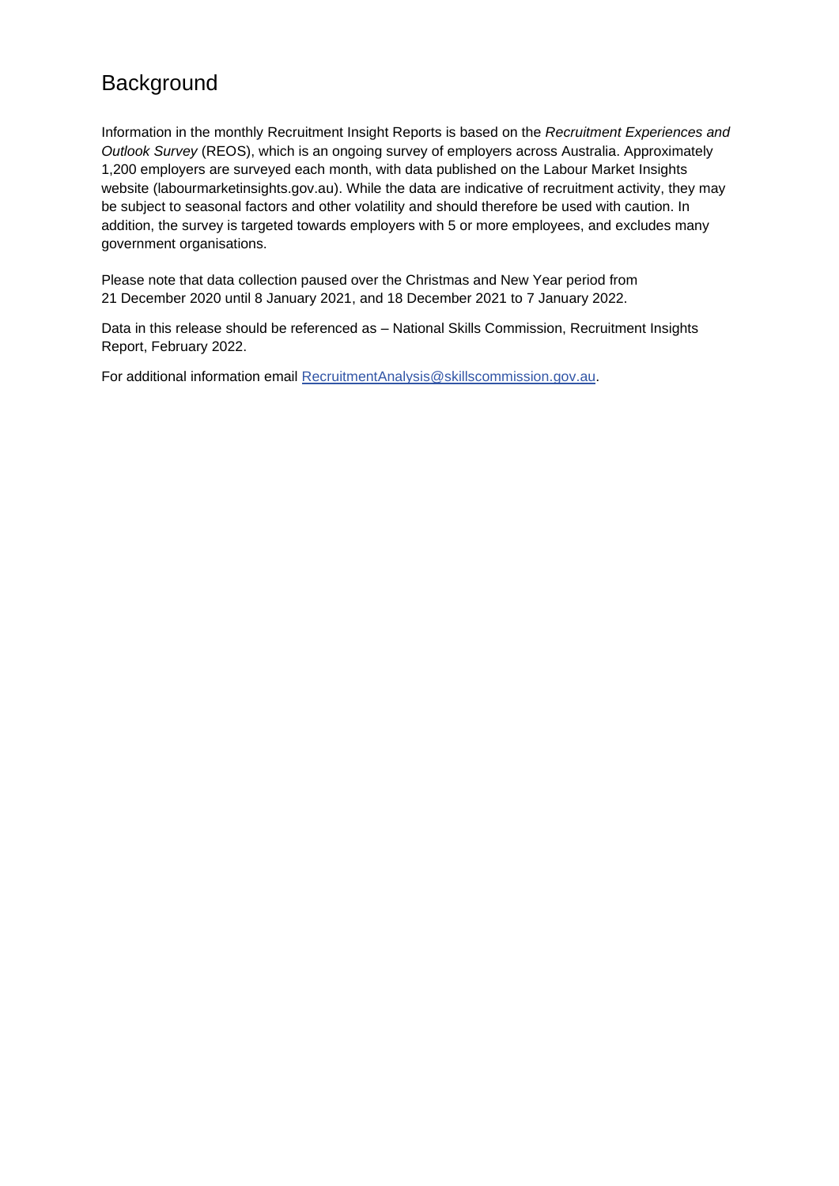# Background

Information in the monthly Recruitment Insight Reports is based on the *Recruitment Experiences and Outlook Survey* (REOS), which is an ongoing survey of employers across Australia. Approximately 1,200 employers are surveyed each month, with data published on the Labour Market Insights website (labourmarketinsights.gov.au). While the data are indicative of recruitment activity, they may be subject to seasonal factors and other volatility and should therefore be used with caution. In addition, the survey is targeted towards employers with 5 or more employees, and excludes many government organisations.

Please note that data collection paused over the Christmas and New Year period from 21 December 2020 until 8 January 2021, and 18 December 2021 to 7 January 2022.

Data in this release should be referenced as – National Skills Commission, Recruitment Insights Report, February 2022.

For additional information email [RecruitmentAnalysis@skillscommission.gov.au](mailto:RecruitmentAnalysis@skillscommission.gov.au).